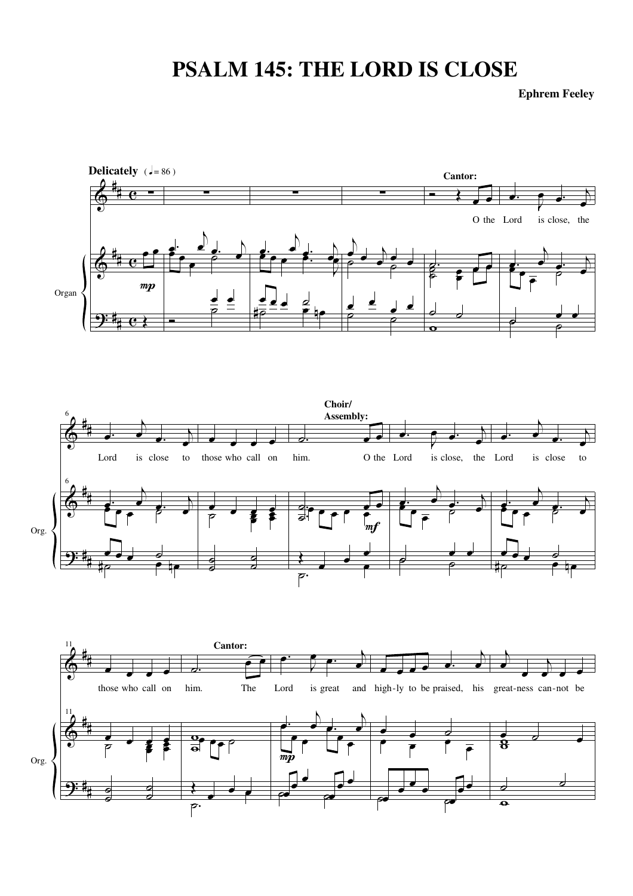# PSALM 145: THE LORD IS CLOSE

**Ephrem Feeley**

**Delicately** ( ♩= 86 )

**Cantor:** O the Lord is close, the Lord is close to those who call on him.

**Choir/ Assembly:** O the Lord is close, the Lord is close to those who call on him.

**Cantor:** The Lord is great and high-ly to be praised, his great-ness can-not be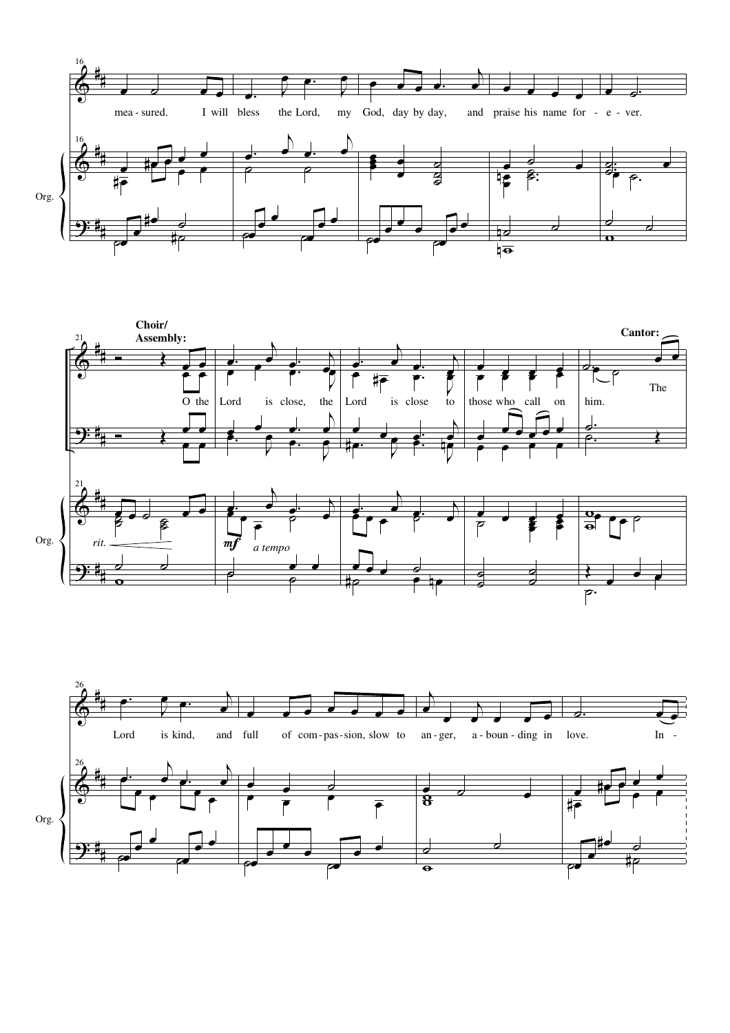16

mea - sured. I will bless the Lord, my God, day by day, and praise his name for - e - ver.

Org.

21

**Choir/ Assembly:**

**Cantor:**

O the Lord is close, the Lord is close to those who call on him.

The

*rit.*

*mf* *a tempo*

Org.

26

Lord is kind, and full of com - pas - sion, slow to an - ger, a - boun - ding in love. In -

Org.